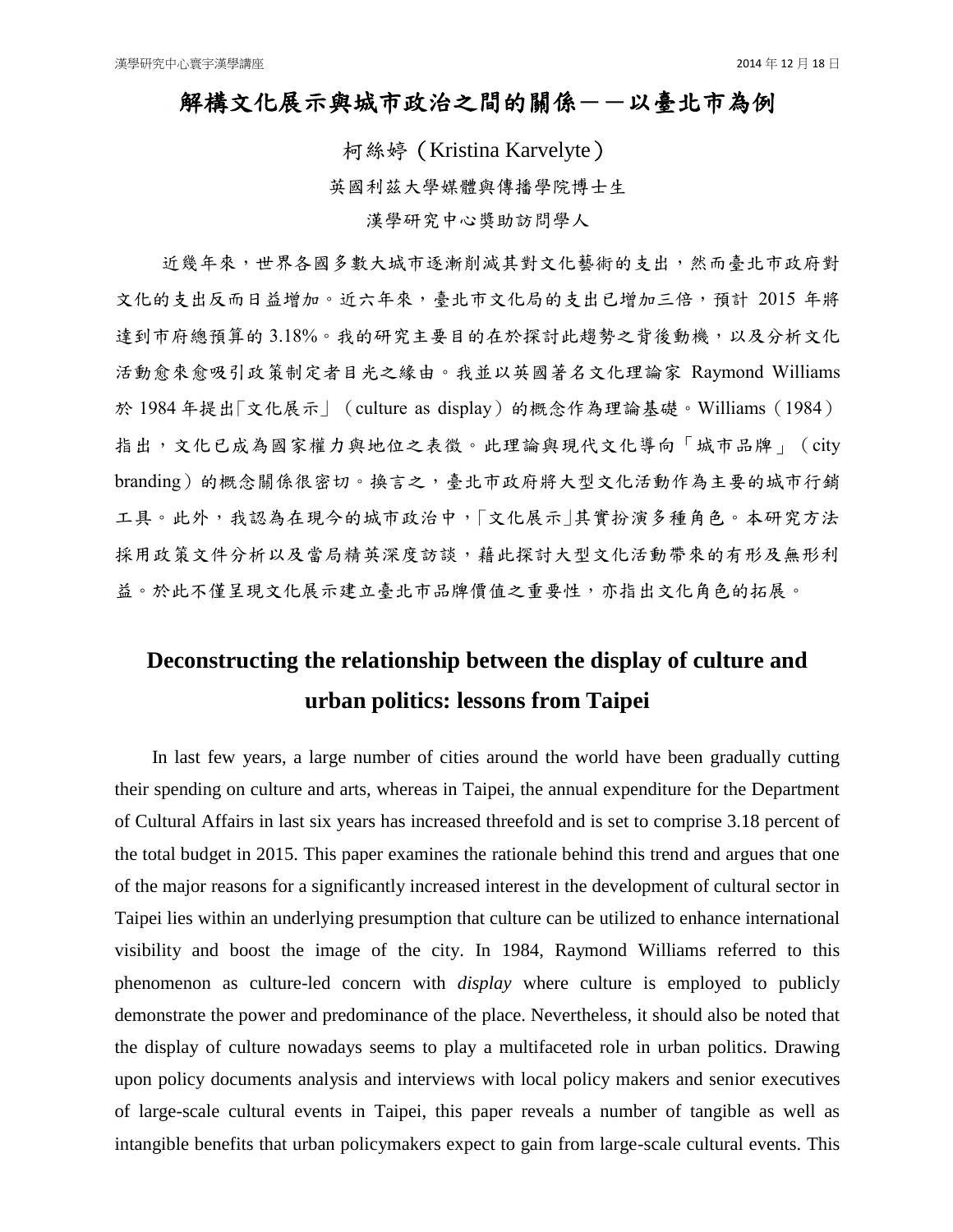# 解構文化展示與城市政治之間的關係——以臺北市為例

柯絲婷（Kristina Karvelyte）

英國利茲大學媒體與傳播學院博士生

漢學研究中心獎助訪問學人

近幾年來，世界各國多數大城市逐漸削減其對文化藝術的支出，然而臺北市政府對文化的支出反而日益增加。近六年來，臺北市文化局的支出已增加三倍，預計 2015 年將達到市府總預算的 3.18%。我的研究主要目的在於探討此趨勢之背後動機，以及分析文化活動愈來愈吸引政策制定者目光之緣由。我並以英國著名文化理論家 Raymond Williams 於 1984 年提出「文化展示」（culture as display）的概念作為理論基礎。Williams（1984）指出，文化已成為國家權力與地位之表徵。此理論與現代文化導向「城市品牌」（city branding）的概念關係很密切。換言之，臺北市政府將大型文化活動作為主要的城市行銷工具。此外，我認為在現今的城市政治中，「文化展示」其實扮演多種角色。本研究方法採用政策文件分析以及當局精英深度訪談，藉此探討大型文化活動帶來的有形及無形利益。於此不僅呈現文化展示建立臺北市品牌價值之重要性，亦指出文化角色的拓展。

## Deconstructing the relationship between the display of culture and urban politics: lessons from Taipei

In last few years, a large number of cities around the world have been gradually cutting their spending on culture and arts, whereas in Taipei, the annual expenditure for the Department of Cultural Affairs in last six years has increased threefold and is set to comprise 3.18 percent of the total budget in 2015. This paper examines the rationale behind this trend and argues that one of the major reasons for a significantly increased interest in the development of cultural sector in Taipei lies within an underlying presumption that culture can be utilized to enhance international visibility and boost the image of the city. In 1984, Raymond Williams referred to this phenomenon as culture-led concern with *display* where culture is employed to publicly demonstrate the power and predominance of the place. Nevertheless, it should also be noted that the display of culture nowadays seems to play a multifaceted role in urban politics. Drawing upon policy documents analysis and interviews with local policy makers and senior executives of large-scale cultural events in Taipei, this paper reveals a number of tangible as well as intangible benefits that urban policymakers expect to gain from large-scale cultural events. This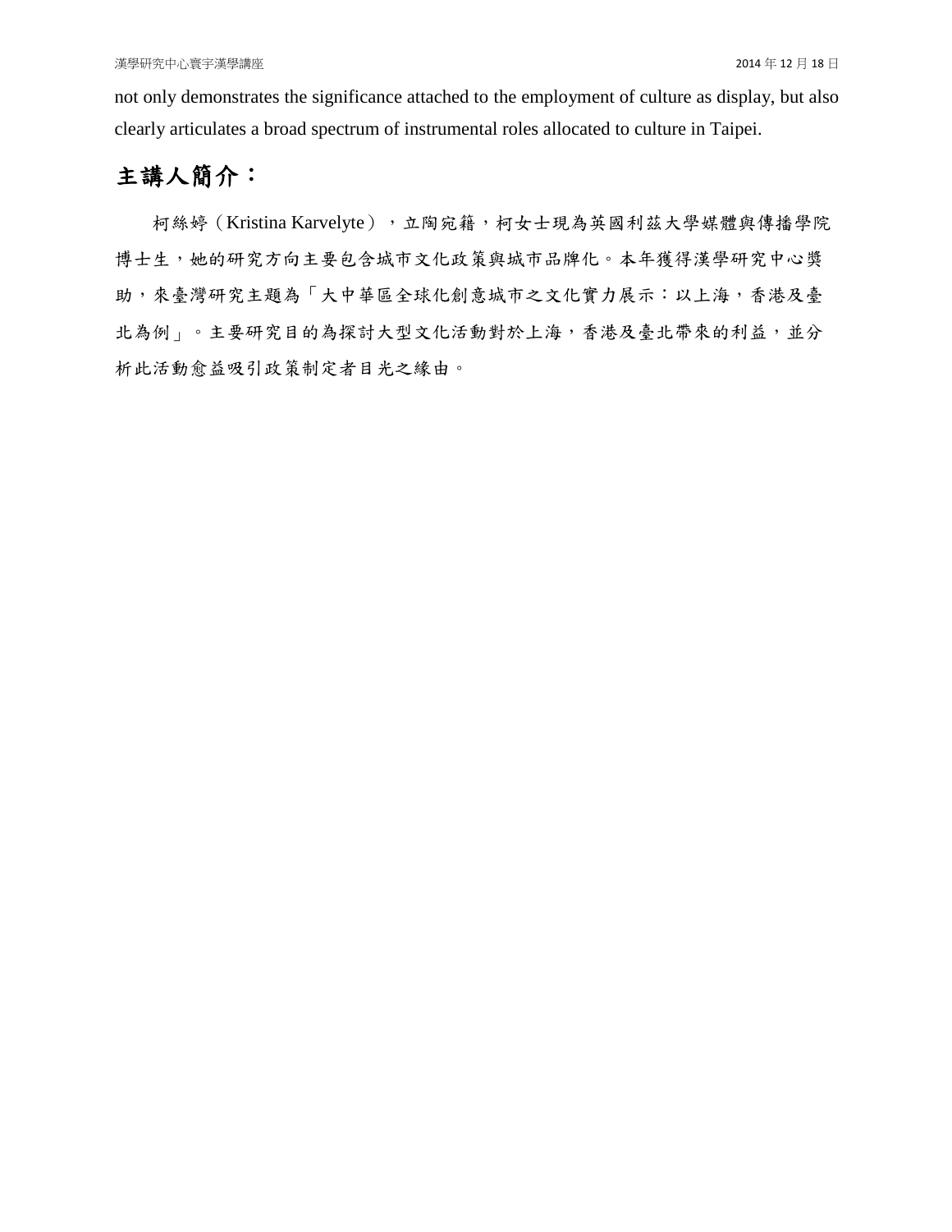not only demonstrates the significance attached to the employment of culture as display, but also clearly articulates a broad spectrum of instrumental roles allocated to culture in Taipei.

## 主講人簡介：

柯絲婷（Kristina Karvelyte），立陶宛籍，柯女士現為英國利茲大學媒體與傳播學院博士生，她的研究方向主要包含城市文化政策與城市品牌化。本年獲得漢學研究中心獎助，來臺灣研究主題為「大中華區全球化創意城市之文化實力展示：以上海，香港及臺北為例」。主要研究目的為探討大型文化活動對於上海，香港及臺北帶來的利益，並分析此活動愈益吸引政策制定者目光之緣由。